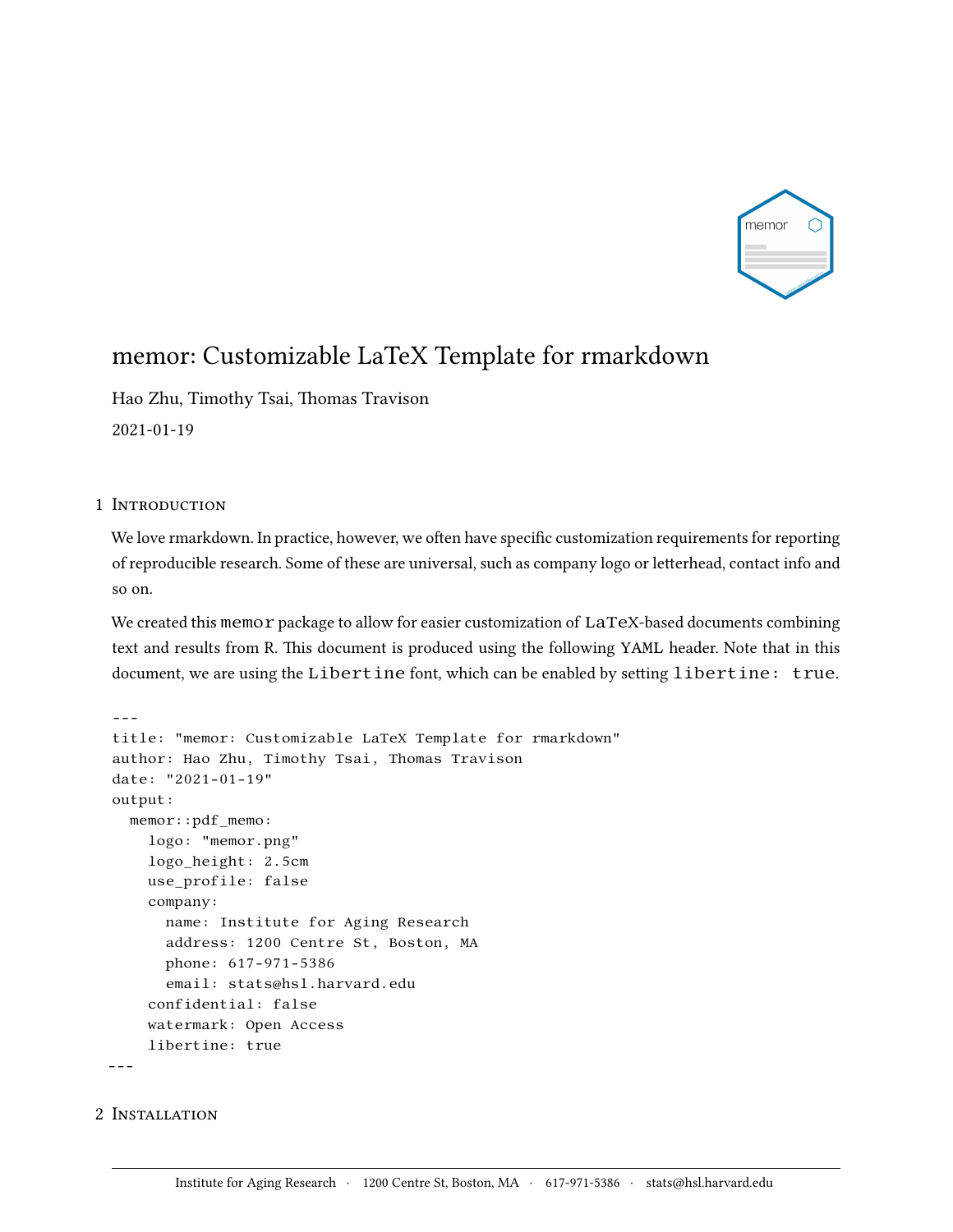# memor: Customizable LaTeX Template for rmarkdown

Hao Zhu, Timothy Tsai, Thomas Travison

2021-01-19

## 1 Introduction

We love rmarkdown. In practice, however, we often have specific customization requirements for reporting of reproducible research. Some of these are universal, such as company logo or letterhead, contact info and so on.

We created this `memor` package to allow for easier customization of `LaTeX`-based documents combining text and results from R. This document is produced using the following YAML header. Note that in this document, we are using the `Libertine` font, which can be enabled by setting `libertine: true`.

```
---
title: "memor: Customizable LaTeX Template for rmarkdown"
author: Hao Zhu, Timothy Tsai, Thomas Travison
date: "2021-01-19"
output:
  memor::pdf_memo:
    logo: "memor.png"
    logo_height: 2.5cm
    use_profile: false
    company:
      name: Institute for Aging Research
      address: 1200 Centre St, Boston, MA
      phone: 617-971-5386
      email: stats@hsl.harvard.edu
    confidential: false
    watermark: Open Access
    libertine: true
---
```

## 2 Installation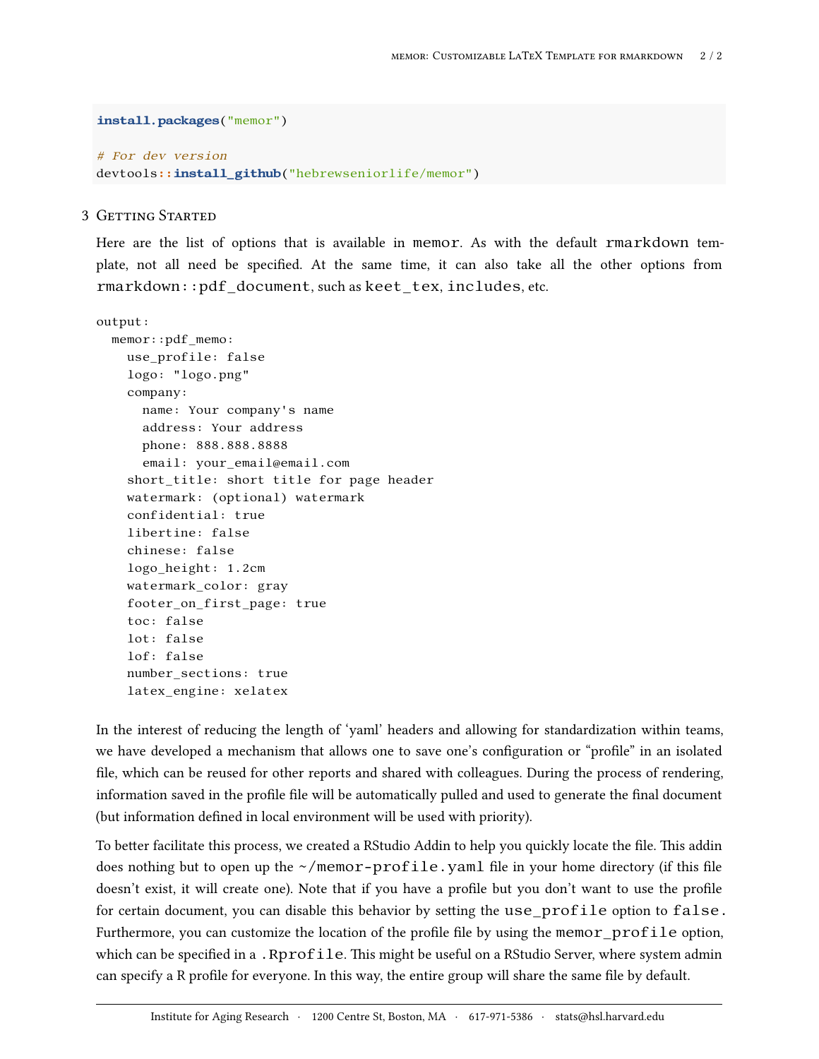```r
install.packages("memor")

# For dev version
devtools::install_github("hebrewseniorlife/memor")
```

## 3 Getting Started

Here are the list of options that is available in `memor`. As with the default `rmarkdown` template, not all need be specified. At the same time, it can also take all the other options from `rmarkdown::pdf_document`, such as `keet_tex`, `includes`, etc.

```
output:
  memor::pdf_memo:
    use_profile: false
    logo: "logo.png"
    company:
      name: Your company's name
      address: Your address
      phone: 888.888.8888
      email: your_email@email.com
    short_title: short title for page header
    watermark: (optional) watermark
    confidential: true
    libertine: false
    chinese: false
    logo_height: 1.2cm
    watermark_color: gray
    footer_on_first_page: true
    toc: false
    lot: false
    lof: false
    number_sections: true
    latex_engine: xelatex
```

In the interest of reducing the length of 'yaml' headers and allowing for standardization within teams, we have developed a mechanism that allows one to save one's configuration or "profile" in an isolated file, which can be reused for other reports and shared with colleagues. During the process of rendering, information saved in the profile file will be automatically pulled and used to generate the final document (but information defined in local environment will be used with priority).

To better facilitate this process, we created a RStudio Addin to help you quickly locate the file. This addin does nothing but to open up the `~/memor-profile.yaml` file in your home directory (if this file doesn't exist, it will create one). Note that if you have a profile but you don't want to use the profile for certain document, you can disable this behavior by setting the `use_profile` option to `false`. Furthermore, you can customize the location of the profile file by using the `memor_profile` option, which can be specified in a `.Rprofile`. This might be useful on a RStudio Server, where system admin can specify a R profile for everyone. In this way, the entire group will share the same file by default.